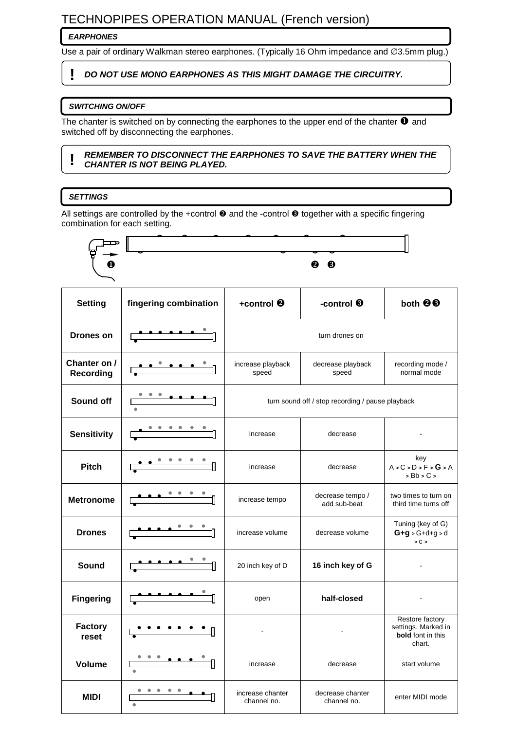# TECHNOPIPES OPERATION MANUAL (French version)

***EARPHONES***

Use a pair of ordinary Walkman stereo earphones. (Typically 16 Ohm impedance and ∅3.5mm plug.)

> **!** ***DO NOT USE MONO EARPHONES AS THIS MIGHT DAMAGE THE CIRCUITRY.***

***SWITCHING ON/OFF***

The chanter is switched on by connecting the earphones to the upper end of the chanter ❶ and switched off by disconnecting the earphones.

> **!** ***REMEMBER TO DISCONNECT THE EARPHONES TO SAVE THE BATTERY WHEN THE CHANTER IS NOT BEING PLAYED.***

***SETTINGS***

All settings are controlled by the +control ❷ and the -control ❸ together with a specific fingering combination for each setting.

❶ ❷ ❸

| Setting | fingering combination | +control ❷ | -control ❸ | both ❷❸ |
|---|---|---|---|---|
| **Drones on** | | turn drones on | | |
| **Chanter on / Recording** | | increase playback speed | decrease playback speed | recording mode / normal mode |
| **Sound off** | | turn sound off / stop recording / pause playback | | |
| **Sensitivity** | | increase | decrease | - |
| **Pitch** | | increase | decrease | key A > C > D > F > **G** > A > Bb > C > |
| **Metronome** | | increase tempo | decrease tempo / add sub-beat | two times to turn on third time turns off |
| **Drones** | | increase volume | decrease volume | Tuning (key of G) **G+g** > G+d+g > d > c > |
| **Sound** | | 20 inch key of D | **16 inch key of G** | - |
| **Fingering** | | open | **half-closed** | - |
| **Factory reset** | | - | - | Restore factory settings. Marked in **bold** font in this chart. |
| **Volume** | | increase | decrease | start volume |
| **MIDI** | | increase chanter channel no. | decrease chanter channel no. | enter MIDI mode |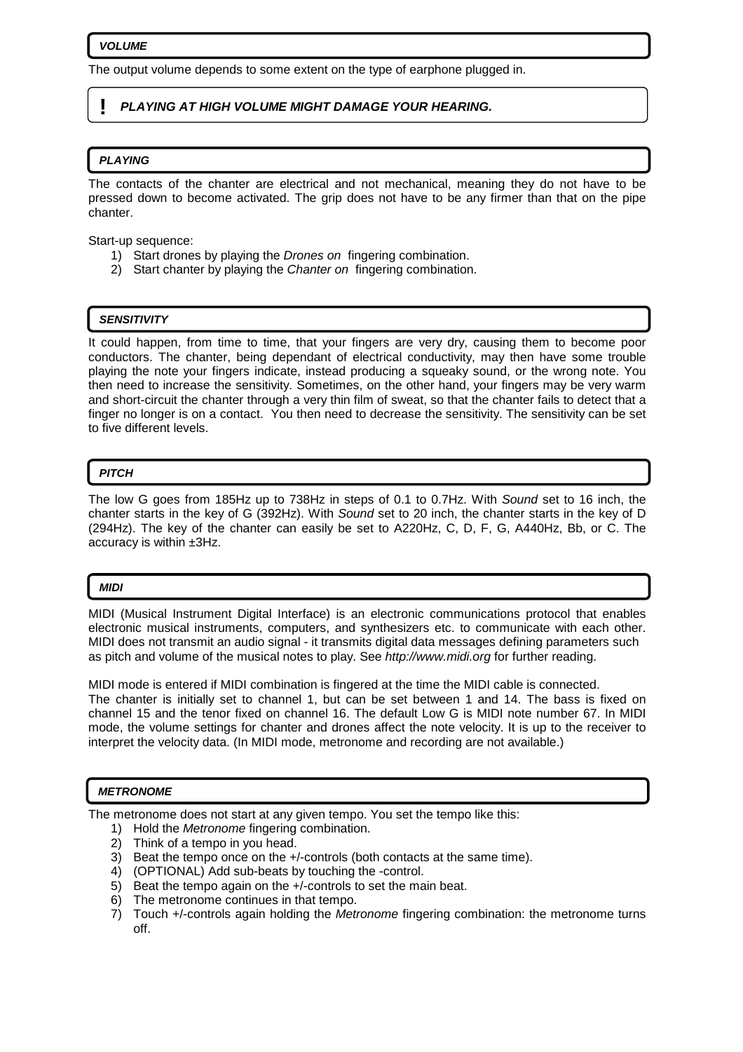### *VOLUME*

The output volume depends to some extent on the type of earphone plugged in.

> **! *PLAYING AT HIGH VOLUME MIGHT DAMAGE YOUR HEARING.***

### *PLAYING*

The contacts of the chanter are electrical and not mechanical, meaning they do not have to be pressed down to become activated. The grip does not have to be any firmer than that on the pipe chanter.

Start-up sequence:

1) Start drones by playing the *Drones on* fingering combination.
2) Start chanter by playing the *Chanter on* fingering combination.

### *SENSITIVITY*

It could happen, from time to time, that your fingers are very dry, causing them to become poor conductors. The chanter, being dependant of electrical conductivity, may then have some trouble playing the note your fingers indicate, instead producing a squeaky sound, or the wrong note. You then need to increase the sensitivity. Sometimes, on the other hand, your fingers may be very warm and short-circuit the chanter through a very thin film of sweat, so that the chanter fails to detect that a finger no longer is on a contact. You then need to decrease the sensitivity. The sensitivity can be set to five different levels.

### *PITCH*

The low G goes from 185Hz up to 738Hz in steps of 0.1 to 0.7Hz. With *Sound* set to 16 inch, the chanter starts in the key of G (392Hz). With *Sound* set to 20 inch, the chanter starts in the key of D (294Hz). The key of the chanter can easily be set to A220Hz, C, D, F, G, A440Hz, Bb, or C. The accuracy is within ±3Hz.

### *MIDI*

MIDI (Musical Instrument Digital Interface) is an electronic communications protocol that enables electronic musical instruments, computers, and synthesizers etc. to communicate with each other. MIDI does not transmit an audio signal - it transmits digital data messages defining parameters such as pitch and volume of the musical notes to play. See *http://www.midi.org* for further reading.

MIDI mode is entered if MIDI combination is fingered at the time the MIDI cable is connected.
The chanter is initially set to channel 1, but can be set between 1 and 14. The bass is fixed on channel 15 and the tenor fixed on channel 16. The default Low G is MIDI note number 67. In MIDI mode, the volume settings for chanter and drones affect the note velocity. It is up to the receiver to interpret the velocity data. (In MIDI mode, metronome and recording are not available.)

### *METRONOME*

The metronome does not start at any given tempo. You set the tempo like this:

1) Hold the *Metronome* fingering combination.
2) Think of a tempo in you head.
3) Beat the tempo once on the +/-controls (both contacts at the same time).
4) (OPTIONAL) Add sub-beats by touching the -control.
5) Beat the tempo again on the +/-controls to set the main beat.
6) The metronome continues in that tempo.
7) Touch +/-controls again holding the *Metronome* fingering combination: the metronome turns off.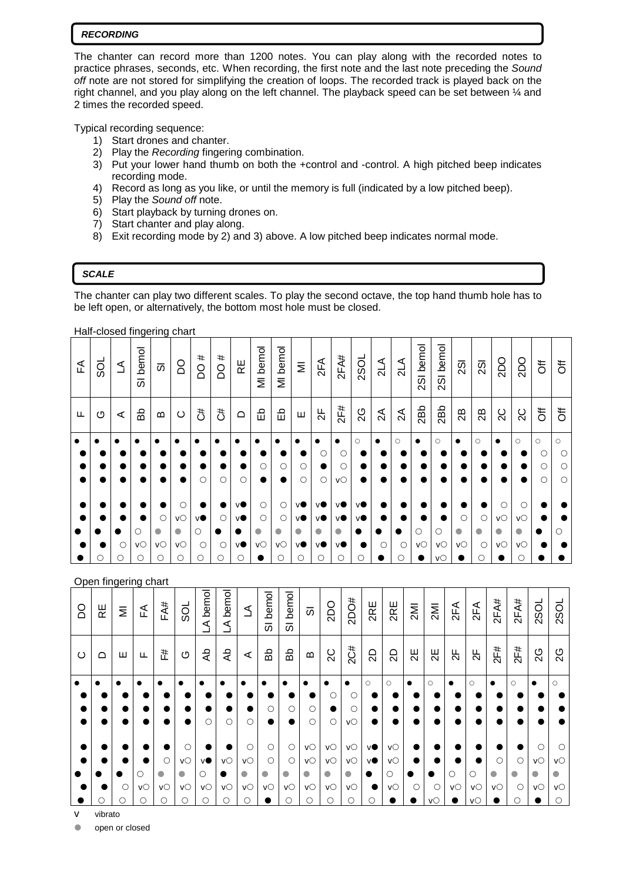***RECORDING***

The chanter can record more than 1200 notes. You can play along with the recorded notes to practice phrases, seconds, etc. When recording, the first note and the last note preceding the *Sound off* note are not stored for simplifying the creation of loops. The recorded track is played back on the right channel, and you play along on the left channel. The playback speed can be set between ¼ and 2 times the recorded speed.

Typical recording sequence:

1) Start drones and chanter.
2) Play the *Recording* fingering combination.
3) Put your lower hand thumb on both the +control and -control. A high pitched beep indicates recording mode.
4) Record as long as you like, or until the memory is full (indicated by a low pitched beep).
5) Play the *Sound off* note.
6) Start playback by turning drones on.
7) Start chanter and play along.
8) Exit recording mode by 2) and 3) above. A low pitched beep indicates normal mode.

***SCALE***

The chanter can play two different scales. To play the second octave, the top hand thumb hole has to be left open, or alternatively, the bottom most hole must be closed.

Half-closed fingering chart

| FA | SOL | LA | SI bemol | SI | DO | DO # | DO # | RE | MI bemol | MI bemol | MI | 2FA | 2FA# | 2SOL | 2LA | 2LA | 2SI bemol | 2SI bemol | 2SI | 2SI | 2DO | 2DO | Off | Off |
|---|---|---|---|---|---|---|---|---|---|---|---|---|---|---|---|---|---|---|---|---|---|---|---|---|
| F | G | A | Bb | B | C | C# | C# | D | Eb | Eb | E | 2F | 2F# | 2G | 2A | 2A | 2Bb | 2Bb | 2B | 2B | 2C | 2C | Off | Off |
| ● | ● | ● | ● | ● | ● | ● | ● | ● | ● | ● | ● | ● | ● | ○ | ● | ○ | ● | ○ | ● | ○ | ● | ○ | ○ | ○ |
| ● | ● | ● | ● | ● | ● | ● | ● | ● | ● | ● | ● | ○ | ○ | ● | ● | ● | ● | ● | ● | ● | ● | ● | ○ | ○ |
| ● | ● | ● | ● | ● | ● | ● | ● | ● | ○ | ○ | ○ | ● | ○ | ● | ● | ● | ● | ● | ● | ● | ● | ● | ○ | ○ |
| ● | ● | ● | ● | ● | ● | ○ | ○ | ○ | ● | ● | ○ | ○ | v○ | ● | ● | ● | ● | ● | ● | ● | ● | ● | ○ | ○ |
| ● | ● | ● | ● | ● | ○ | ● | ● | v● | ○ | ○ | v● | v● | v● | v● | ● | ● | ● | ● | ● | ● | ○ | ○ | ● | ● |
| ● | ● | ● | ● | ○ | v○ | v● | ○ | v● | ○ | ○ | v● | v● | v● | v● | ● | ● | ● | ● | ○ | ○ | v○ | v○ | ● | ● |
| ● | ● | ● | ○ | ◍ | ◍ | ○ | ● | ● | ◍ | ◍ | ◍ | ◍ | ◍ | ● | ● | ● | ○ | ○ | ◍ | ◍ | ◍ | ◍ | ● | ○ |
| ● | ● | ○ | v○ | v○ | v○ | ○ | ○ | v● | v○ | v○ | v● | v● | v● | ● | ○ | ○ | v○ | v○ | v○ | ○ | v○ | v○ | ● | ● |
| ● | ○ | ○ | ○ | ○ | ○ | ○ | ○ | ○ | ● | ○ | ○ | ○ | ○ | ○ | ● | ○ | ● | v○ | ● | ○ | ● | ○ | ● | ● |

Open fingering chart

| DO | RE | MI | FA | FA# | SOL | LA bemol | LA bemol | LA | SI bemol | SI bemol | SI | 2DO | 2DO# | 2RE | 2RE | 2MI | 2MI | 2FA | 2FA | 2FA# | 2FA# | 2SOL | 2SOL |
|---|---|---|---|---|---|---|---|---|---|---|---|---|---|---|---|---|---|---|---|---|---|---|---|
| C | D | E | F | F# | G | Ab | Ab | A | Bb | Bb | B | 2C | 2C# | 2D | 2D | 2E | 2E | 2F | 2F | 2F# | 2F# | 2G | 2G |
| ● | ● | ● | ● | ● | ● | ● | ● | ● | ● | ● | ● | ● | ● | ○ | ○ | ● | ○ | ● | ○ | ● | ○ | ● | ○ |
| ● | ● | ● | ● | ● | ● | ● | ● | ● | ● | ● | ● | ● | ○ | ● | ● | ● | ● | ● | ● | ● | ● | ● | ● |
| ● | ● | ● | ● | ● | ● | ● | ● | ● | ○ | ○ | ○ | ● | ○ | ● | ● | ● | ● | ● | ● | ● | ● | ● | ● |
| ● | ● | ● | ● | ● | ● | ○ | ○ | ○ | ● | ● | ○ | ○ | v○ | ● | ● | ● | ● | ● | ● | ● | ● | ● | ● |
| ● | ● | ● | ● | ● | ○ | v● | ● | ○ | ○ | ○ | v○ | v○ | v○ | v● | v○ | ● | ● | ● | ● | ● | ● | ○ | ○ |
| ● | ● | ● | ● | ○ | v○ | v● | v○ | v○ | ○ | ○ | v○ | v○ | v○ | v● | v○ | ● | ● | ● | ● | ○ | ○ | v○ | v○ |
| ● | ● | ● | ○ | ◍ | ◍ | ○ | ● | ◍ | ◍ | ◍ | ◍ | ◍ | ◍ | ● | ○ | ● | ● | ○ | ○ | ◍ | ◍ | ◍ | ◍ |
| ● | ● | ○ | v○ | v○ | v○ | v○ | v○ | v○ | v○ | v○ | v○ | v○ | v○ | ● | v○ | ○ | ○ | v○ | v○ | v○ | ○ | v○ | v○ |
| ● | ○ | ○ | ○ | ○ | ○ | ○ | ○ | ○ | ● | ○ | ○ | ○ | ○ | ○ | ● | ● | v○ | ● | v○ | ● | ○ | ● | ○ |

v vibrato

◍ open or closed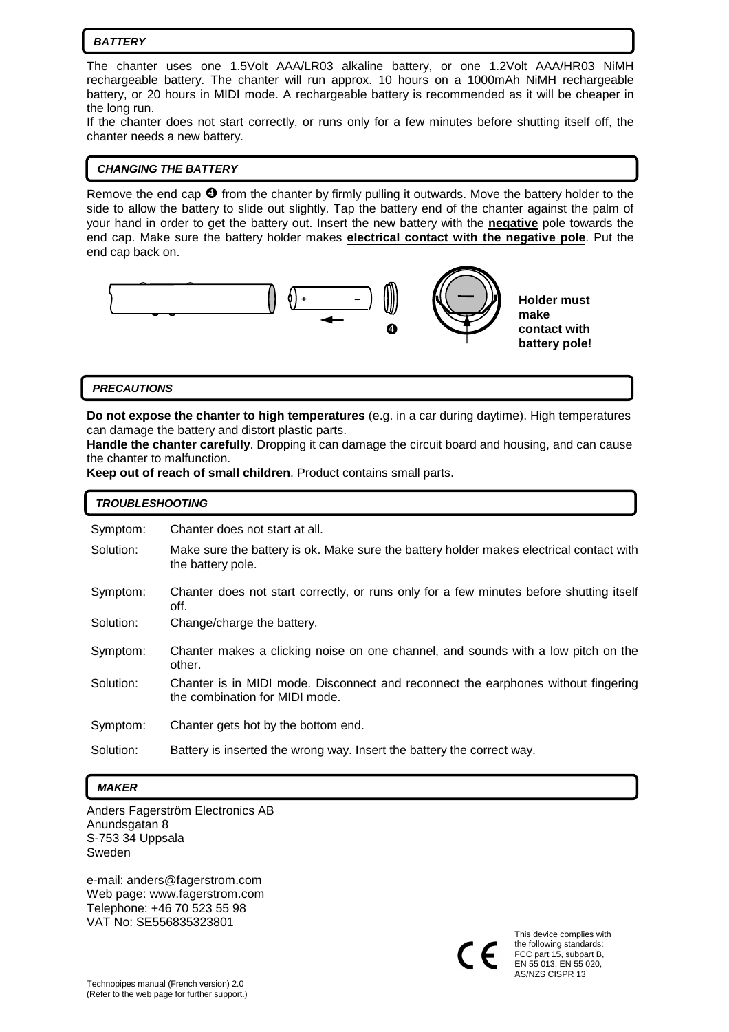## *BATTERY*

The chanter uses one 1.5Volt AAA/LR03 alkaline battery, or one 1.2Volt AAA/HR03 NiMH rechargeable battery. The chanter will run approx. 10 hours on a 1000mAh NiMH rechargeable battery, or 20 hours in MIDI mode. A rechargeable battery is recommended as it will be cheaper in the long run.
If the chanter does not start correctly, or runs only for a few minutes before shutting itself off, the chanter needs a new battery.

## *CHANGING THE BATTERY*

Remove the end cap ❹ from the chanter by firmly pulling it outwards. Move the battery holder to the side to allow the battery to slide out slightly. Tap the battery end of the chanter against the palm of your hand in order to get the battery out. Insert the new battery with the **negative** pole towards the end cap. Make sure the battery holder makes **electrical contact with the negative pole**. Put the end cap back on.

+ –

❹

**Holder must make contact with battery pole!**

## *PRECAUTIONS*

**Do not expose the chanter to high temperatures** (e.g. in a car during daytime). High temperatures can damage the battery and distort plastic parts.
**Handle the chanter carefully**. Dropping it can damage the circuit board and housing, and can cause the chanter to malfunction.
**Keep out of reach of small children**. Product contains small parts.

## *TROUBLESHOOTING*

| | |
|---|---|
| Symptom: | Chanter does not start at all. |
| Solution: | Make sure the battery is ok. Make sure the battery holder makes electrical contact with the battery pole. |
| Symptom: | Chanter does not start correctly, or runs only for a few minutes before shutting itself off. |
| Solution: | Change/charge the battery. |
| Symptom: | Chanter makes a clicking noise on one channel, and sounds with a low pitch on the other. |
| Solution: | Chanter is in MIDI mode. Disconnect and reconnect the earphones without fingering the combination for MIDI mode. |
| Symptom: | Chanter gets hot by the bottom end. |
| Solution: | Battery is inserted the wrong way. Insert the battery the correct way. |

## *MAKER*

Anders Fagerström Electronics AB
Anundsgatan 8
S-753 34 Uppsala
Sweden

e-mail: anders@fagerstrom.com
Web page: www.fagerstrom.com
Telephone: +46 70 523 55 98
VAT No: SE556835323801

CE

This device complies with the following standards:
FCC part 15, subpart B,
EN 55 013, EN 55 020,
AS/NZS CISPR 13

Technopipes manual (French version) 2.0
(Refer to the web page for further support.)